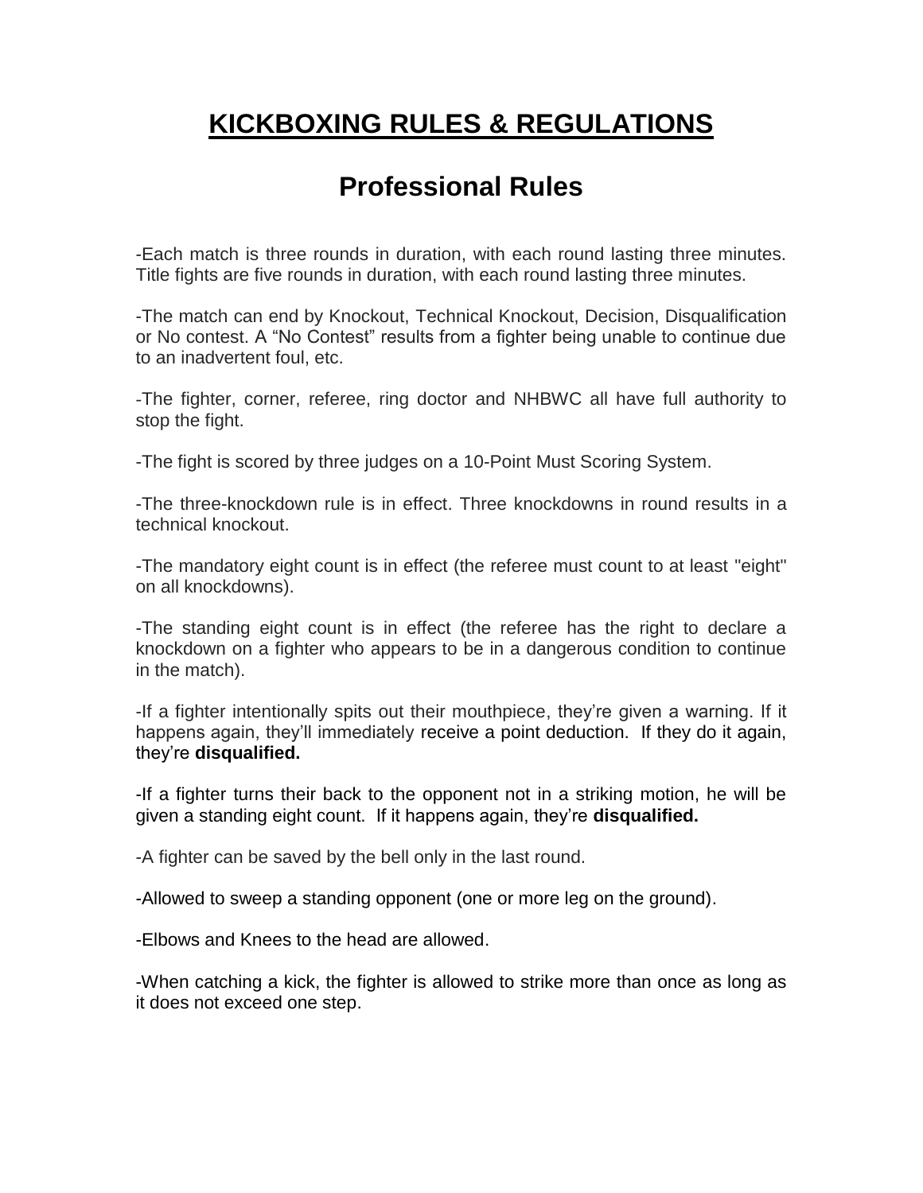# KICKBOXING RULES & REGULATIONS

## Professional Rules

-Each match is three rounds in duration, with each round lasting three minutes. Title fights are five rounds in duration, with each round lasting three minutes.

-The match can end by Knockout, Technical Knockout, Decision, Disqualification or No contest. A "No Contest" results from a fighter being unable to continue due to an inadvertent foul, etc.

-The fighter, corner, referee, ring doctor and NHBWC all have full authority to stop the fight.

-The fight is scored by three judges on a 10-Point Must Scoring System.

-The three-knockdown rule is in effect. Three knockdowns in round results in a technical knockout.

-The mandatory eight count is in effect (the referee must count to at least "eight" on all knockdowns).

-The standing eight count is in effect (the referee has the right to declare a knockdown on a fighter who appears to be in a dangerous condition to continue in the match).

-If a fighter intentionally spits out their mouthpiece, they're given a warning. If it happens again, they'll immediately receive a point deduction. If they do it again, they're **disqualified.**

-If a fighter turns their back to the opponent not in a striking motion, he will be given a standing eight count. If it happens again, they're **disqualified.**

-A fighter can be saved by the bell only in the last round.

-Allowed to sweep a standing opponent (one or more leg on the ground).

-Elbows and Knees to the head are allowed.

-When catching a kick, the fighter is allowed to strike more than once as long as it does not exceed one step.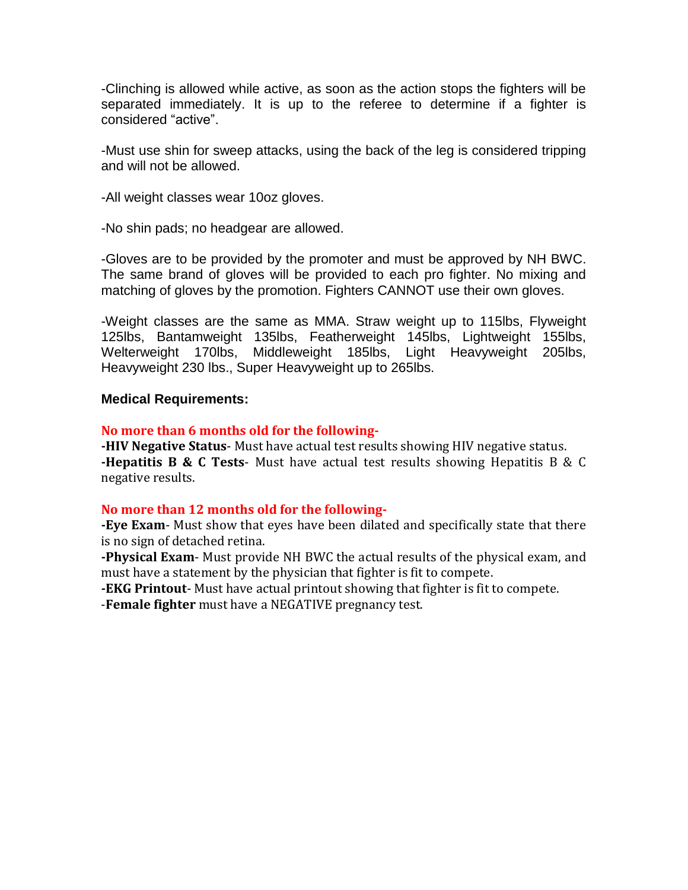-Clinching is allowed while active, as soon as the action stops the fighters will be separated immediately. It is up to the referee to determine if a fighter is considered "active".

-Must use shin for sweep attacks, using the back of the leg is considered tripping and will not be allowed.

-All weight classes wear 10oz gloves.

-No shin pads; no headgear are allowed.

-Gloves are to be provided by the promoter and must be approved by NH BWC. The same brand of gloves will be provided to each pro fighter. No mixing and matching of gloves by the promotion. Fighters CANNOT use their own gloves.

-Weight classes are the same as MMA. Straw weight up to 115lbs, Flyweight 125lbs, Bantamweight 135lbs, Featherweight 145lbs, Lightweight 155lbs, Welterweight 170lbs, Middleweight 185lbs, Light Heavyweight 205lbs, Heavyweight 230 lbs., Super Heavyweight up to 265lbs.

**Medical Requirements:**

**No more than 6 months old for the following-**

**-HIV Negative Status**- Must have actual test results showing HIV negative status.

**-Hepatitis B & C Tests**- Must have actual test results showing Hepatitis B & C negative results.

**No more than 12 months old for the following-**

**-Eye Exam**- Must show that eyes have been dilated and specifically state that there is no sign of detached retina.

**-Physical Exam**- Must provide NH BWC the actual results of the physical exam, and must have a statement by the physician that fighter is fit to compete.

**-EKG Printout**- Must have actual printout showing that fighter is fit to compete.

-**Female fighter** must have a NEGATIVE pregnancy test.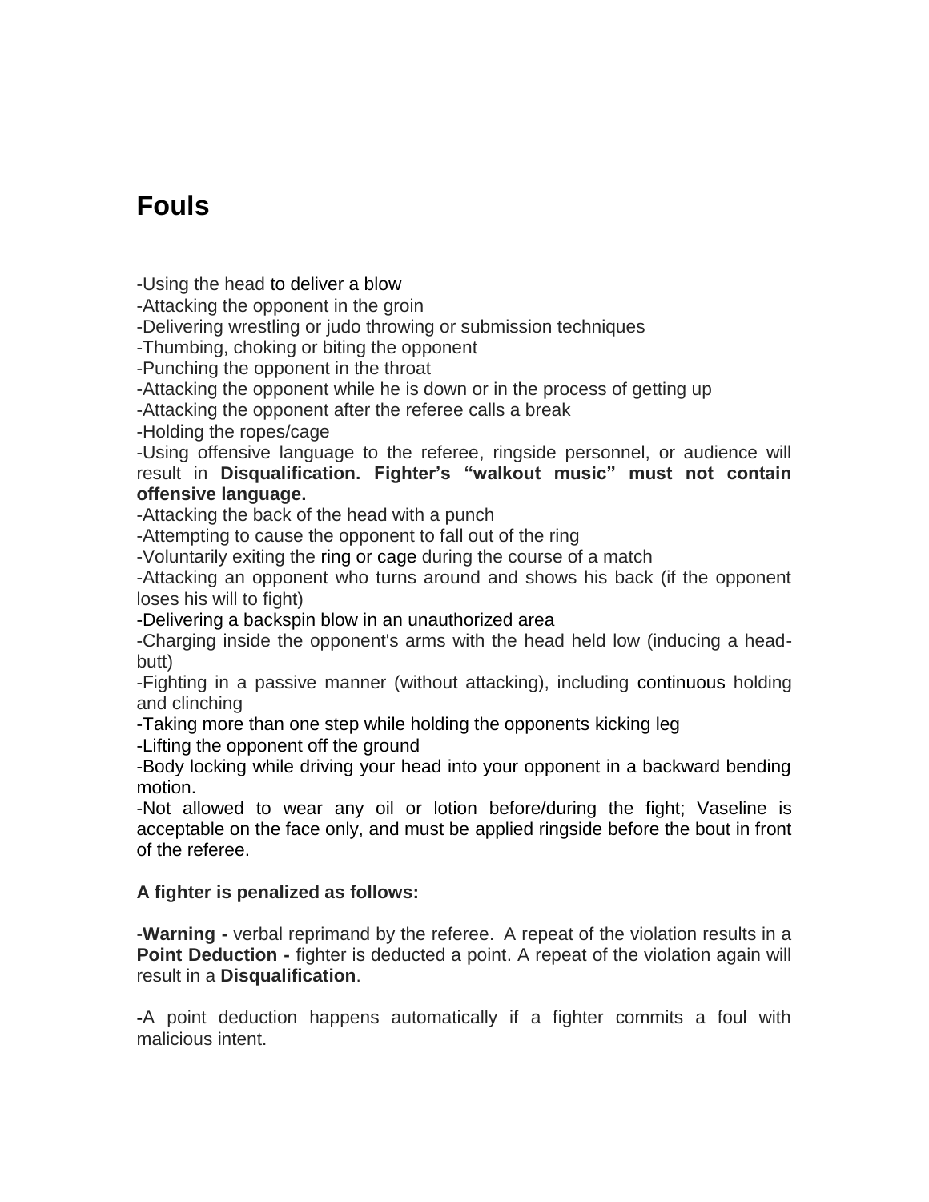# Fouls

-Using the head to deliver a blow
-Attacking the opponent in the groin
-Delivering wrestling or judo throwing or submission techniques
-Thumbing, choking or biting the opponent
-Punching the opponent in the throat
-Attacking the opponent while he is down or in the process of getting up
-Attacking the opponent after the referee calls a break
-Holding the ropes/cage
-Using offensive language to the referee, ringside personnel, or audience will result in **Disqualification. Fighter's "walkout music" must not contain offensive language.**
-Attacking the back of the head with a punch
-Attempting to cause the opponent to fall out of the ring
-Voluntarily exiting the ring or cage during the course of a match
-Attacking an opponent who turns around and shows his back (if the opponent loses his will to fight)
-Delivering a backspin blow in an unauthorized area
-Charging inside the opponent's arms with the head held low (inducing a head-butt)
-Fighting in a passive manner (without attacking), including continuous holding and clinching
-Taking more than one step while holding the opponents kicking leg
-Lifting the opponent off the ground
-Body locking while driving your head into your opponent in a backward bending motion.
-Not allowed to wear any oil or lotion before/during the fight; Vaseline is acceptable on the face only, and must be applied ringside before the bout in front of the referee.

**A fighter is penalized as follows:**

-**Warning -** verbal reprimand by the referee. A repeat of the violation results in a **Point Deduction -** fighter is deducted a point. A repeat of the violation again will result in a **Disqualification**.

-A point deduction happens automatically if a fighter commits a foul with malicious intent.